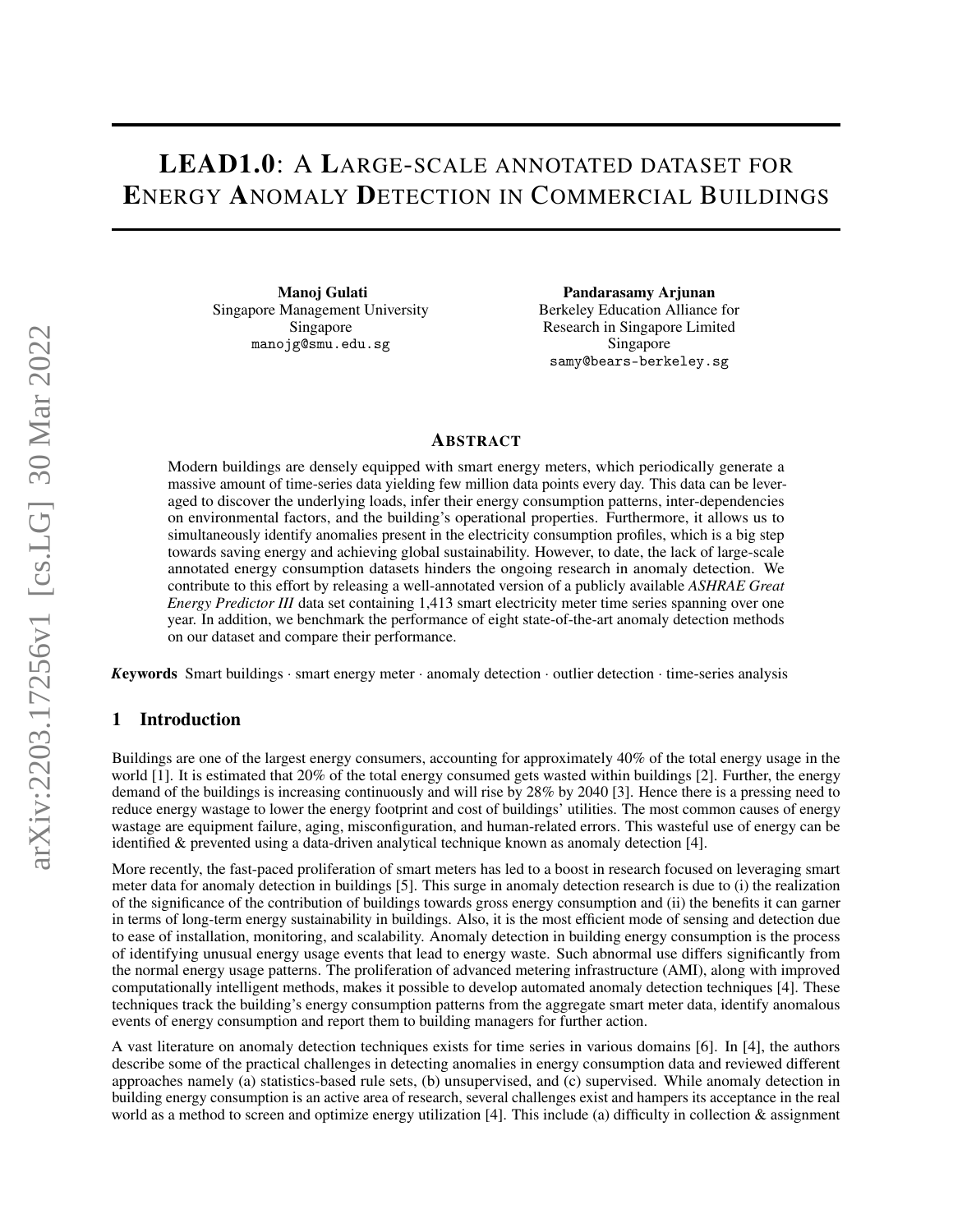# LEAD1.0: A Large-scale annotated dataset for Energy Anomaly Detection in Commercial Buildings

**Manoj Gulati**
Singapore Management University
Singapore
manojg@smu.edu.sg

**Pandarasamy Arjunan**
Berkeley Education Alliance for Research in Singapore Limited
Singapore
samy@bears-berkeley.sg

## Abstract

Modern buildings are densely equipped with smart energy meters, which periodically generate a massive amount of time-series data yielding few million data points every day. This data can be leveraged to discover the underlying loads, infer their energy consumption patterns, inter-dependencies on environmental factors, and the building's operational properties. Furthermore, it allows us to simultaneously identify anomalies present in the electricity consumption profiles, which is a big step towards saving energy and achieving global sustainability. However, to date, the lack of large-scale annotated energy consumption datasets hinders the ongoing research in anomaly detection. We contribute to this effort by releasing a well-annotated version of a publicly available *ASHRAE Great Energy Predictor III* data set containing 1,413 smart electricity meter time series spanning over one year. In addition, we benchmark the performance of eight state-of-the-art anomaly detection methods on our dataset and compare their performance.

***K*eywords** Smart buildings · smart energy meter · anomaly detection · outlier detection · time-series analysis

## 1 Introduction

Buildings are one of the largest energy consumers, accounting for approximately 40% of the total energy usage in the world [1]. It is estimated that 20% of the total energy consumed gets wasted within buildings [2]. Further, the energy demand of the buildings is increasing continuously and will rise by 28% by 2040 [3]. Hence there is a pressing need to reduce energy wastage to lower the energy footprint and cost of buildings' utilities. The most common causes of energy wastage are equipment failure, aging, misconfiguration, and human-related errors. This wasteful use of energy can be identified & prevented using a data-driven analytical technique known as anomaly detection [4].

More recently, the fast-paced proliferation of smart meters has led to a boost in research focused on leveraging smart meter data for anomaly detection in buildings [5]. This surge in anomaly detection research is due to (i) the realization of the significance of the contribution of buildings towards gross energy consumption and (ii) the benefits it can garner in terms of long-term energy sustainability in buildings. Also, it is the most efficient mode of sensing and detection due to ease of installation, monitoring, and scalability. Anomaly detection in building energy consumption is the process of identifying unusual energy usage events that lead to energy waste. Such abnormal use differs significantly from the normal energy usage patterns. The proliferation of advanced metering infrastructure (AMI), along with improved computationally intelligent methods, makes it possible to develop automated anomaly detection techniques [4]. These techniques track the building's energy consumption patterns from the aggregate smart meter data, identify anomalous events of energy consumption and report them to building managers for further action.

A vast literature on anomaly detection techniques exists for time series in various domains [6]. In [4], the authors describe some of the practical challenges in detecting anomalies in energy consumption data and reviewed different approaches namely (a) statistics-based rule sets, (b) unsupervised, and (c) supervised. While anomaly detection in building energy consumption is an active area of research, several challenges exist and hampers its acceptance in the real world as a method to screen and optimize energy utilization [4]. This include (a) difficulty in collection & assignment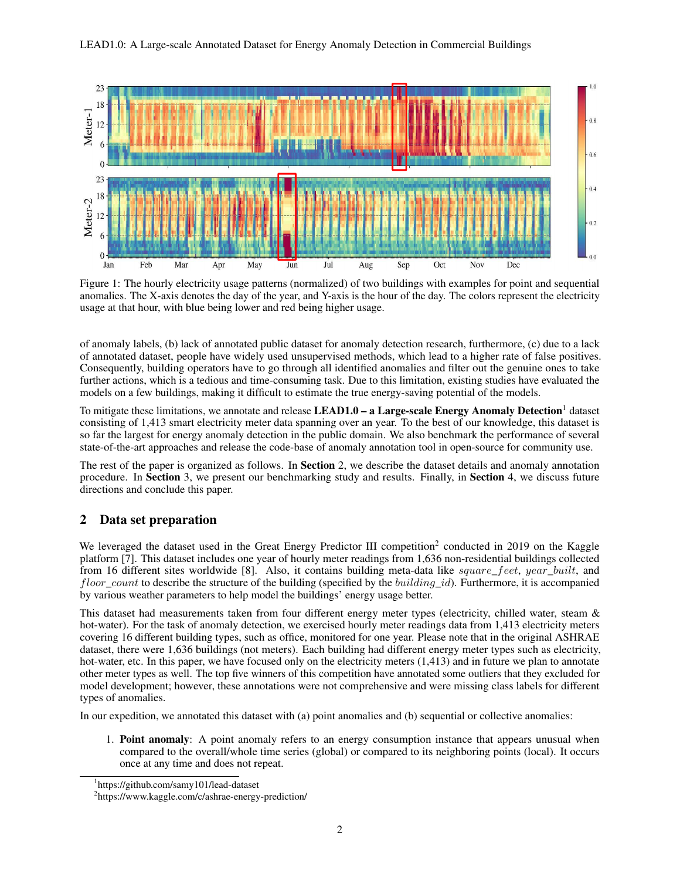Figure 1: The hourly electricity usage patterns (normalized) of two buildings with examples for point and sequential anomalies. The X-axis denotes the day of the year, and Y-axis is the hour of the day. The colors represent the electricity usage at that hour, with blue being lower and red being higher usage.

of anomaly labels, (b) lack of annotated public dataset for anomaly detection research, furthermore, (c) due to a lack of annotated dataset, people have widely used unsupervised methods, which lead to a higher rate of false positives. Consequently, building operators have to go through all identified anomalies and filter out the genuine ones to take further actions, which is a tedious and time-consuming task. Due to this limitation, existing studies have evaluated the models on a few buildings, making it difficult to estimate the true energy-saving potential of the models.

To mitigate these limitations, we annotate and release **LEAD1.0 – a Large-scale Energy Anomaly Detection**[1] dataset consisting of 1,413 smart electricity meter data spanning over an year. To the best of our knowledge, this dataset is so far the largest for energy anomaly detection in the public domain. We also benchmark the performance of several state-of-the-art approaches and release the code-base of anomaly annotation tool in open-source for community use.

The rest of the paper is organized as follows. In **Section** 2, we describe the dataset details and anomaly annotation procedure. In **Section** 3, we present our benchmarking study and results. Finally, in **Section** 4, we discuss future directions and conclude this paper.

## 2 Data set preparation

We leveraged the dataset used in the Great Energy Predictor III competition[2] conducted in 2019 on the Kaggle platform [7]. This dataset includes one year of hourly meter readings from 1,636 non-residential buildings collected from 16 different sites worldwide [8]. Also, it contains building meta-data like $square\_feet$, $year\_built$, and $floor\_count$ to describe the structure of the building (specified by the $building\_id$). Furthermore, it is accompanied by various weather parameters to help model the buildings' energy usage better.

This dataset had measurements taken from four different energy meter types (electricity, chilled water, steam & hot-water). For the task of anomaly detection, we exercised hourly meter readings data from 1,413 electricity meters covering 16 different building types, such as office, monitored for one year. Please note that in the original ASHRAE dataset, there were 1,636 buildings (not meters). Each building had different energy meter types such as electricity, hot-water, etc. In this paper, we have focused only on the electricity meters (1,413) and in future we plan to annotate other meter types as well. The top five winners of this competition have annotated some outliers that they excluded for model development; however, these annotations were not comprehensive and were missing class labels for different types of anomalies.

In our expedition, we annotated this dataset with (a) point anomalies and (b) sequential or collective anomalies:

1. **Point anomaly**: A point anomaly refers to an energy consumption instance that appears unusual when compared to the overall/whole time series (global) or compared to its neighboring points (local). It occurs once at any time and does not repeat.

[1] https://github.com/samy101/lead-dataset

[2] https://www.kaggle.com/c/ashrae-energy-prediction/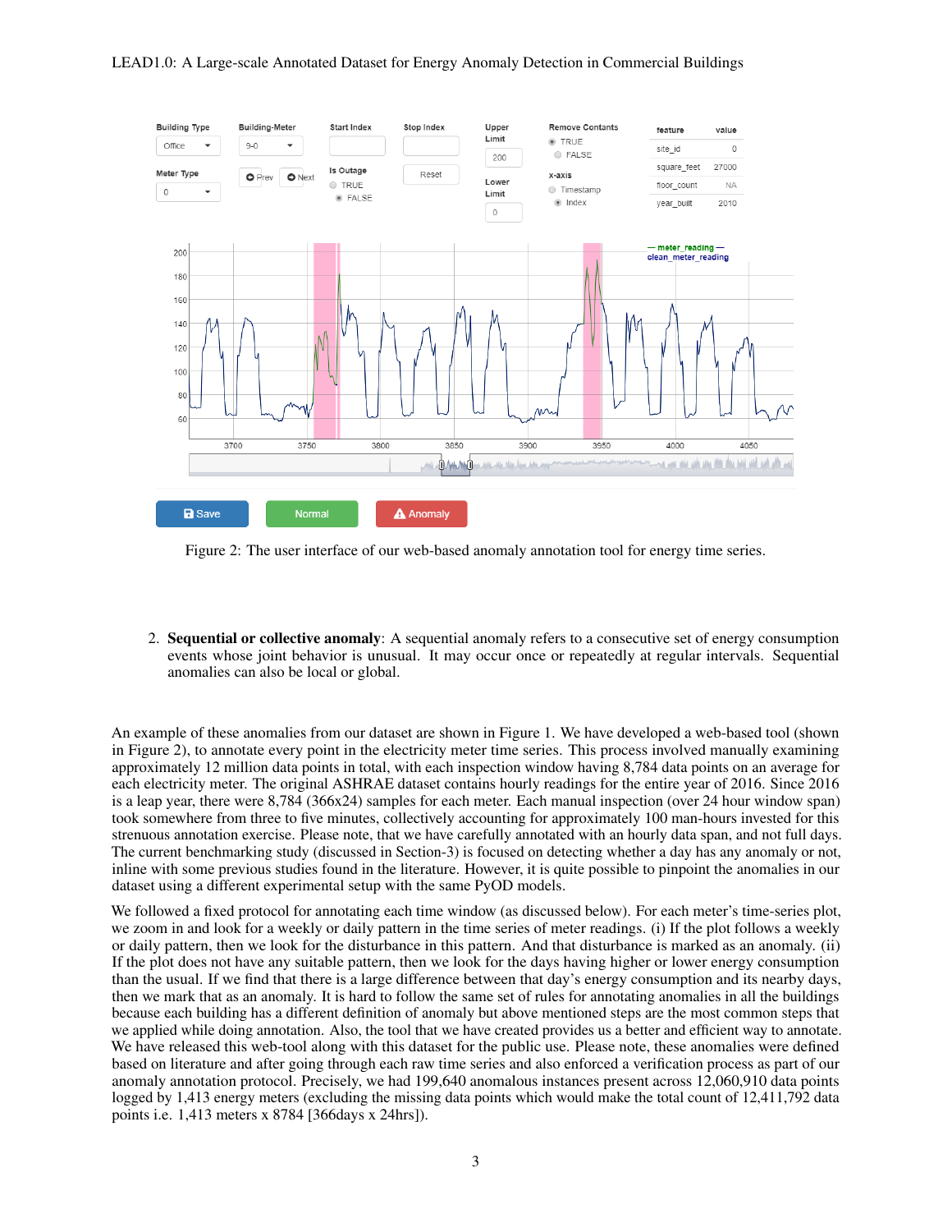Figure 2: The user interface of our web-based anomaly annotation tool for energy time series.

2. **Sequential or collective anomaly**: A sequential anomaly refers to a consecutive set of energy consumption events whose joint behavior is unusual. It may occur once or repeatedly at regular intervals. Sequential anomalies can also be local or global.

An example of these anomalies from our dataset are shown in Figure 1. We have developed a web-based tool (shown in Figure 2), to annotate every point in the electricity meter time series. This process involved manually examining approximately 12 million data points in total, with each inspection window having 8,784 data points on an average for each electricity meter. The original ASHRAE dataset contains hourly readings for the entire year of 2016. Since 2016 is a leap year, there were 8,784 (366x24) samples for each meter. Each manual inspection (over 24 hour window span) took somewhere from three to five minutes, collectively accounting for approximately 100 man-hours invested for this strenuous annotation exercise. Please note, that we have carefully annotated with an hourly data span, and not full days. The current benchmarking study (discussed in Section-3) is focused on detecting whether a day has any anomaly or not, inline with some previous studies found in the literature. However, it is quite possible to pinpoint the anomalies in our dataset using a different experimental setup with the same PyOD models.

We followed a fixed protocol for annotating each time window (as discussed below). For each meter's time-series plot, we zoom in and look for a weekly or daily pattern in the time series of meter readings. (i) If the plot follows a weekly or daily pattern, then we look for the disturbance in this pattern. And that disturbance is marked as an anomaly. (ii) If the plot does not have any suitable pattern, then we look for the days having higher or lower energy consumption than the usual. If we find that there is a large difference between that day's energy consumption and its nearby days, then we mark that as an anomaly. It is hard to follow the same set of rules for annotating anomalies in all the buildings because each building has a different definition of anomaly but above mentioned steps are the most common steps that we applied while doing annotation. Also, the tool that we have created provides us a better and efficient way to annotate. We have released this web-tool along with this dataset for the public use. Please note, these anomalies were defined based on literature and after going through each raw time series and also enforced a verification process as part of our anomaly annotation protocol. Precisely, we had 199,640 anomalous instances present across 12,060,910 data points logged by 1,413 energy meters (excluding the missing data points which would make the total count of 12,411,792 data points i.e. 1,413 meters x 8784 [366days x 24hrs]).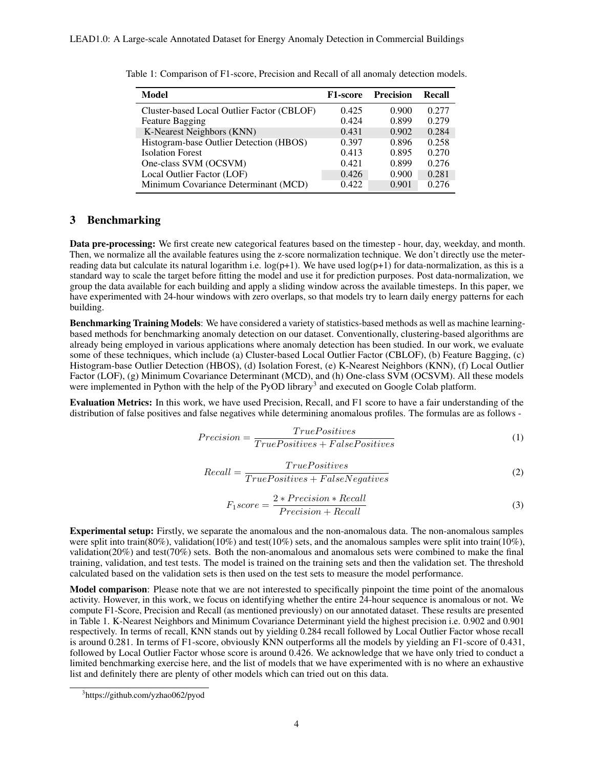Table 1: Comparison of F1-score, Precision and Recall of all anomaly detection models.

| Model | F1-score | Precision | Recall |
|---|---|---|---|
| Cluster-based Local Outlier Factor (CBLOF) | 0.425 | 0.900 | 0.277 |
| Feature Bagging | 0.424 | 0.899 | 0.279 |
| K-Nearest Neighbors (KNN) | 0.431 | 0.902 | 0.284 |
| Histogram-base Outlier Detection (HBOS) | 0.397 | 0.896 | 0.258 |
| Isolation Forest | 0.413 | 0.895 | 0.270 |
| One-class SVM (OCSVM) | 0.421 | 0.899 | 0.276 |
| Local Outlier Factor (LOF) | 0.426 | 0.900 | 0.281 |
| Minimum Covariance Determinant (MCD) | 0.422 | 0.901 | 0.276 |

## 3 Benchmarking

**Data pre-processing:** We first create new categorical features based on the timestep - hour, day, weekday, and month. Then, we normalize all the available features using the z-score normalization technique. We don't directly use the meter-reading data but calculate its natural logarithm i.e. log(p+1). We have used log(p+1) for data-normalization, as this is a standard way to scale the target before fitting the model and use it for prediction purposes. Post data-normalization, we group the data available for each building and apply a sliding window across the available timesteps. In this paper, we have experimented with 24-hour windows with zero overlaps, so that models try to learn daily energy patterns for each building.

**Benchmarking Training Models**: We have considered a variety of statistics-based methods as well as machine learning-based methods for benchmarking anomaly detection on our dataset. Conventionally, clustering-based algorithms are already being employed in various applications where anomaly detection has been studied. In our work, we evaluate some of these techniques, which include (a) Cluster-based Local Outlier Factor (CBLOF), (b) Feature Bagging, (c) Histogram-base Outlier Detection (HBOS), (d) Isolation Forest, (e) K-Nearest Neighbors (KNN), (f) Local Outlier Factor (LOF), (g) Minimum Covariance Determinant (MCD), and (h) One-class SVM (OCSVM). All these models were implemented in Python with the help of the PyOD library[3] and executed on Google Colab platform.

**Evaluation Metrics:** In this work, we have used Precision, Recall, and F1 score to have a fair understanding of the distribution of false positives and false negatives while determining anomalous profiles. The formulas are as follows -

$$Precision = \frac{TruePositives}{TruePositives + FalsePositives} \tag{1}$$

$$Recall = \frac{TruePositives}{TruePositives + FalseNegatives} \tag{2}$$

$$F_1 score = \frac{2 * Precision * Recall}{Precision + Recall} \tag{3}$$

**Experimental setup:** Firstly, we separate the anomalous and the non-anomalous data. The non-anomalous samples were split into train(80%), validation(10%) and test(10%) sets, and the anomalous samples were split into train(10%), validation(20%) and test(70%) sets. Both the non-anomalous and anomalous sets were combined to make the final training, validation, and test tests. The model is trained on the training sets and then the validation set. The threshold calculated based on the validation sets is then used on the test sets to measure the model performance.

**Model comparison**: Please note that we are not interested to specifically pinpoint the time point of the anomalous activity. However, in this work, we focus on identifying whether the entire 24-hour sequence is anomalous or not. We compute F1-Score, Precision and Recall (as mentioned previously) on our annotated dataset. These results are presented in Table 1. K-Nearest Neighbors and Minimum Covariance Determinant yield the highest precision i.e. 0.902 and 0.901 respectively. In terms of recall, KNN stands out by yielding 0.284 recall followed by Local Outlier Factor whose recall is around 0.281. In terms of F1-score, obviously KNN outperforms all the models by yielding an F1-score of 0.431, followed by Local Outlier Factor whose score is around 0.426. We acknowledge that we have only tried to conduct a limited benchmarking exercise here, and the list of models that we have experimented with is no where an exhaustive list and definitely there are plenty of other models which can tried out on this data.

[3] https://github.com/yzhao062/pyod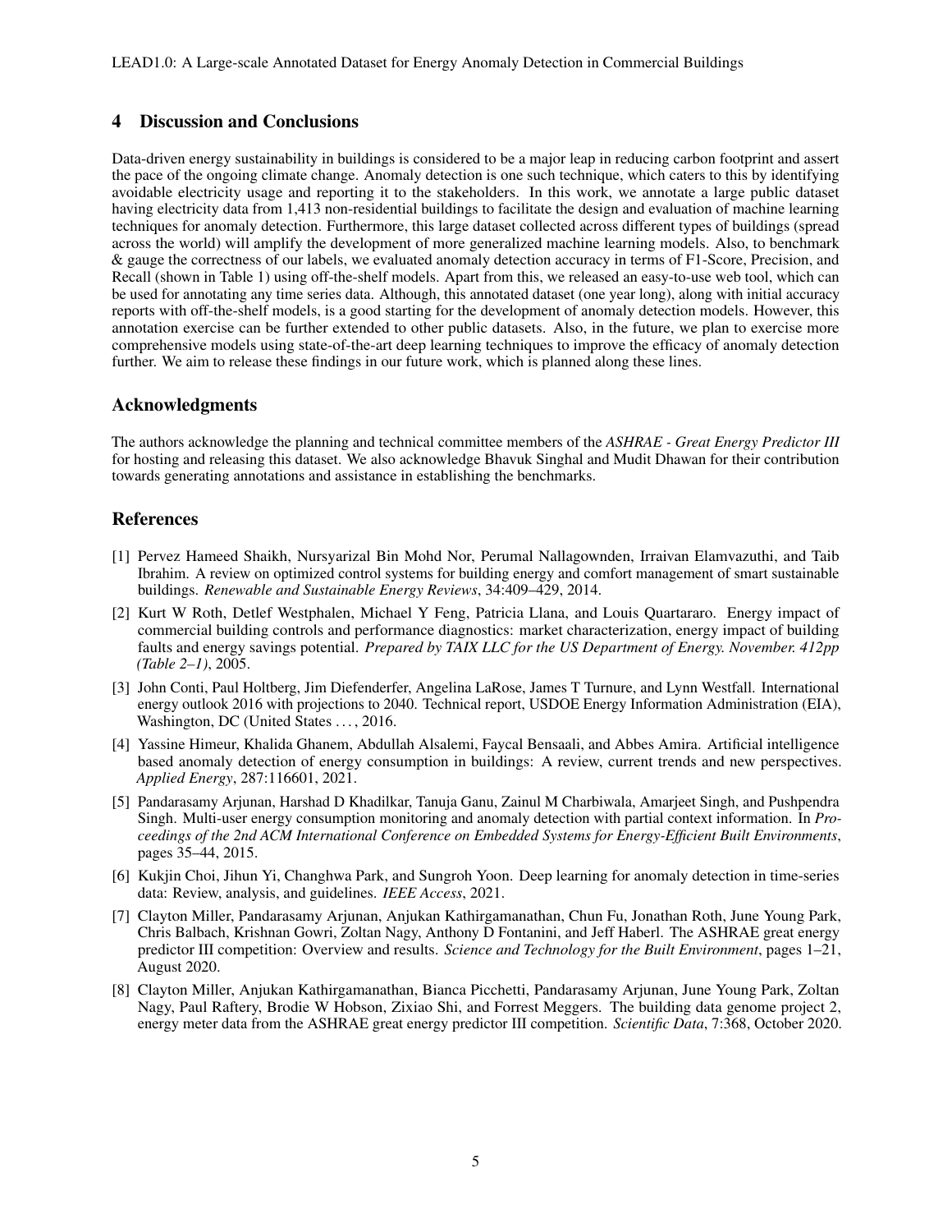## 4 Discussion and Conclusions

Data-driven energy sustainability in buildings is considered to be a major leap in reducing carbon footprint and assert the pace of the ongoing climate change. Anomaly detection is one such technique, which caters to this by identifying avoidable electricity usage and reporting it to the stakeholders. In this work, we annotate a large public dataset having electricity data from 1,413 non-residential buildings to facilitate the design and evaluation of machine learning techniques for anomaly detection. Furthermore, this large dataset collected across different types of buildings (spread across the world) will amplify the development of more generalized machine learning models. Also, to benchmark & gauge the correctness of our labels, we evaluated anomaly detection accuracy in terms of F1-Score, Precision, and Recall (shown in Table 1) using off-the-shelf models. Apart from this, we released an easy-to-use web tool, which can be used for annotating any time series data. Although, this annotated dataset (one year long), along with initial accuracy reports with off-the-shelf models, is a good starting for the development of anomaly detection models. However, this annotation exercise can be further extended to other public datasets. Also, in the future, we plan to exercise more comprehensive models using state-of-the-art deep learning techniques to improve the efficacy of anomaly detection further. We aim to release these findings in our future work, which is planned along these lines.

## Acknowledgments

The authors acknowledge the planning and technical committee members of the *ASHRAE - Great Energy Predictor III* for hosting and releasing this dataset. We also acknowledge Bhavuk Singhal and Mudit Dhawan for their contribution towards generating annotations and assistance in establishing the benchmarks.

## References

[1] Pervez Hameed Shaikh, Nursyarizal Bin Mohd Nor, Perumal Nallagownden, Irraivan Elamvazuthi, and Taib Ibrahim. A review on optimized control systems for building energy and comfort management of smart sustainable buildings. *Renewable and Sustainable Energy Reviews*, 34:409–429, 2014.

[2] Kurt W Roth, Detlef Westphalen, Michael Y Feng, Patricia Llana, and Louis Quartararo. Energy impact of commercial building controls and performance diagnostics: market characterization, energy impact of building faults and energy savings potential. *Prepared by TAIX LLC for the US Department of Energy. November. 412pp (Table 2–1)*, 2005.

[3] John Conti, Paul Holtberg, Jim Diefenderfer, Angelina LaRose, James T Turnure, and Lynn Westfall. International energy outlook 2016 with projections to 2040. Technical report, USDOE Energy Information Administration (EIA), Washington, DC (United States ..., 2016.

[4] Yassine Himeur, Khalida Ghanem, Abdullah Alsalemi, Faycal Bensaali, and Abbes Amira. Artificial intelligence based anomaly detection of energy consumption in buildings: A review, current trends and new perspectives. *Applied Energy*, 287:116601, 2021.

[5] Pandarasamy Arjunan, Harshad D Khadilkar, Tanuja Ganu, Zainul M Charbiwala, Amarjeet Singh, and Pushpendra Singh. Multi-user energy consumption monitoring and anomaly detection with partial context information. In *Proceedings of the 2nd ACM International Conference on Embedded Systems for Energy-Efficient Built Environments*, pages 35–44, 2015.

[6] Kukjin Choi, Jihun Yi, Changhwa Park, and Sungroh Yoon. Deep learning for anomaly detection in time-series data: Review, analysis, and guidelines. *IEEE Access*, 2021.

[7] Clayton Miller, Pandarasamy Arjunan, Anjukan Kathirgamanathan, Chun Fu, Jonathan Roth, June Young Park, Chris Balbach, Krishnan Gowri, Zoltan Nagy, Anthony D Fontanini, and Jeff Haberl. The ASHRAE great energy predictor III competition: Overview and results. *Science and Technology for the Built Environment*, pages 1–21, August 2020.

[8] Clayton Miller, Anjukan Kathirgamanathan, Bianca Picchetti, Pandarasamy Arjunan, June Young Park, Zoltan Nagy, Paul Raftery, Brodie W Hobson, Zixiao Shi, and Forrest Meggers. The building data genome project 2, energy meter data from the ASHRAE great energy predictor III competition. *Scientific Data*, 7:368, October 2020.